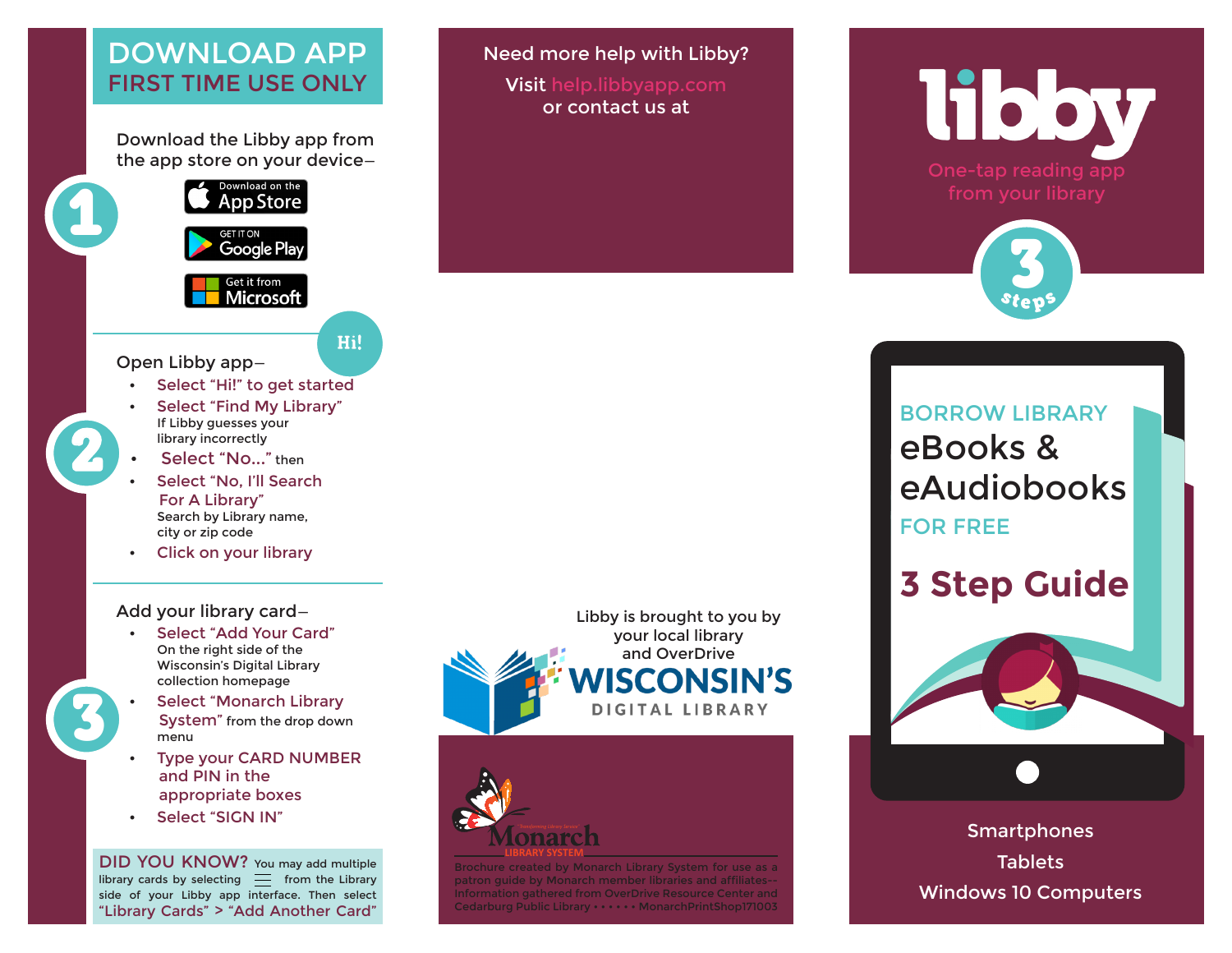# DOWNLOAD APP
## FIRST TIME USE ONLY

**1**

Download the Libby app from the app store on your device–

- Download on the App Store
- GET IT ON Google Play
- Get it from Microsoft

**2**

Open Libby app–

- Select "Hi!" to get started
- Select "Find My Library"
  If Libby guesses your library incorrectly
- Select "No..." then
- Select "No, I'll Search For A Library"
  Search by Library name, city or zip code
- Click on your library

**3**

Add your library card–

- Select "Add Your Card"
  On the right side of the Wisconsin's Digital Library collection homepage
- Select "Monarch Library System" from the drop down menu
- Type your CARD NUMBER and PIN in the appropriate boxes
- Select "SIGN IN"

**DID YOU KNOW?** You may add multiple library cards by selecting ☰ from the Library side of your Libby app interface. Then select "Library Cards" > "Add Another Card"

---

Need more help with Libby?

Visit help.libbyapp.com
or contact us at

Libby is brought to you by your local library and OverDrive

WISCONSIN'S DIGITAL LIBRARY

Monarch LIBRARY SYSTEM

Brochure created by Monarch Library System for use as a patron guide by Monarch member libraries and affiliates-- Information gathered from OverDrive Resource Center and Cedarburg Public Library • • • • • • MonarchPrintShop171003

---

# libby

One-tap reading app from your library

3 steps

BORROW LIBRARY
eBooks & eAudiobooks
FOR FREE

## 3 Step Guide

Smartphones
Tablets
Windows 10 Computers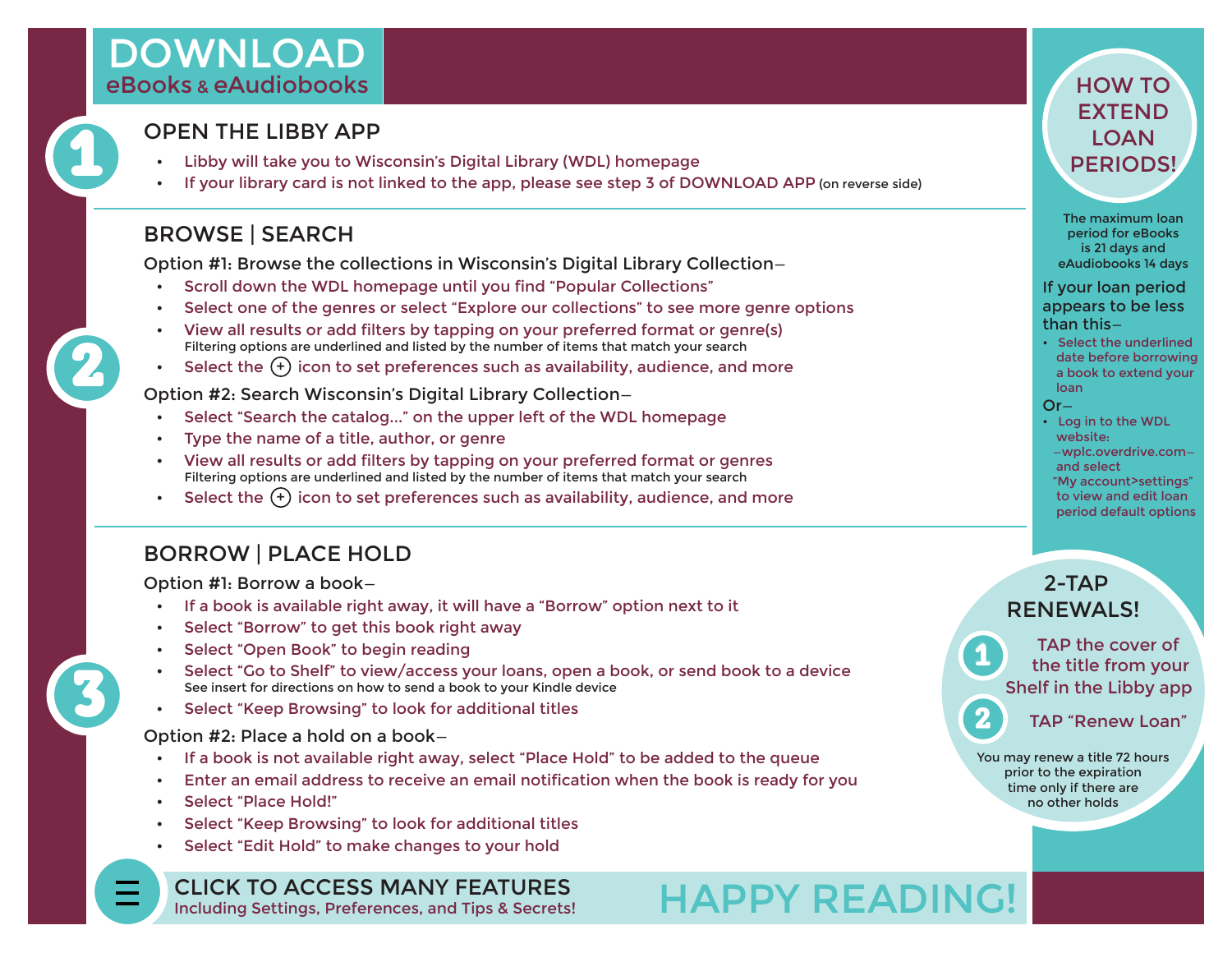# DOWNLOAD
## eBooks & eAudiobooks

### 1 OPEN THE LIBBY APP

- Libby will take you to Wisconsin's Digital Library (WDL) homepage
- If your library card is not linked to the app, please see step 3 of DOWNLOAD APP (on reverse side)

### 2 BROWSE | SEARCH

Option #1: Browse the collections in Wisconsin's Digital Library Collection–

- Scroll down the WDL homepage until you find "Popular Collections"
- Select one of the genres or select "Explore our collections" to see more genre options
- View all results or add filters by tapping on your preferred format or genre(s)
  Filtering options are underlined and listed by the number of items that match your search
- Select the ⊕ icon to set preferences such as availability, audience, and more

Option #2: Search Wisconsin's Digital Library Collection–

- Select "Search the catalog..." on the upper left of the WDL homepage
- Type the name of a title, author, or genre
- View all results or add filters by tapping on your preferred format or genres
  Filtering options are underlined and listed by the number of items that match your search
- Select the ⊕ icon to set preferences such as availability, audience, and more

### 3 BORROW | PLACE HOLD

Option #1: Borrow a book–

- If a book is available right away, it will have a "Borrow" option next to it
- Select "Borrow" to get this book right away
- Select "Open Book" to begin reading
- Select "Go to Shelf" to view/access your loans, open a book, or send book to a device
  See insert for directions on how to send a book to your Kindle device
- Select "Keep Browsing" to look for additional titles

Option #2: Place a hold on a book–

- If a book is not available right away, select "Place Hold" to be added to the queue
- Enter an email address to receive an email notification when the book is ready for you
- Select "Place Hold!"
- Select "Keep Browsing" to look for additional titles
- Select "Edit Hold" to make changes to your hold

☰ **CLICK TO ACCESS MANY FEATURES**
Including Settings, Preferences, and Tips & Secrets!

**HAPPY READING!**

## HOW TO EXTEND LOAN PERIODS!

The maximum loan period for eBooks is 21 days and eAudiobooks 14 days

If your loan period appears to be less than this–

- Select the underlined date before borrowing a book to extend your loan

Or–

- Log in to the WDL website: –wplc.overdrive.com– and select "My account>settings" to view and edit loan period default options

## 2-TAP RENEWALS!

1. TAP the cover of the title from your Shelf in the Libby app
2. TAP "Renew Loan"

You may renew a title 72 hours prior to the expiration time only if there are no other holds